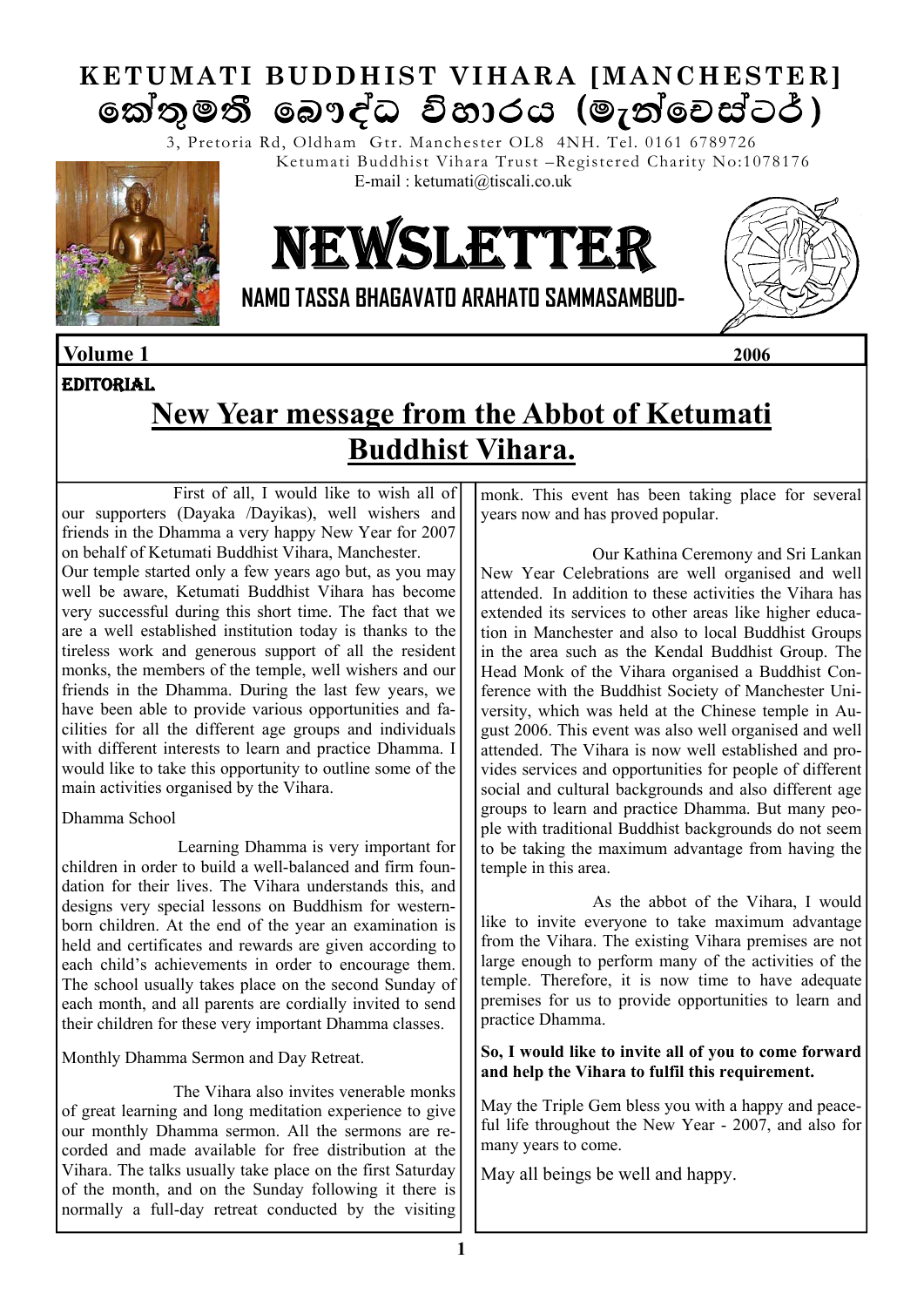# KETUMATI BUDDHIST VIHARA [MANCHESTER]

# කේතුමතී බෞද්ධ විහාරය (මැන්චෙස්ටර්)

3, Pretoria Rd, Oldham Gtr. Manchester OL8 4NH. Tel. 0161 6789726

Ketumati Buddhist Vihara Trust –Registered Charity No:1078176

E-mail : ketumati@tiscali.co.uk

# NEWSLETTER

**NAMO TASSA BHAGAVATO ARAHATO SAMMASAMBUD-**

**Volume 1** **2006**

**EDITORIAL**

## New Year message from the Abbot of Ketumati Buddhist Vihara.

First of all, I would like to wish all of our supporters (Dayaka /Dayikas), well wishers and friends in the Dhamma a very happy New Year for 2007 on behalf of Ketumati Buddhist Vihara, Manchester.

Our temple started only a few years ago but, as you may well be aware, Ketumati Buddhist Vihara has become very successful during this short time. The fact that we are a well established institution today is thanks to the tireless work and generous support of all the resident monks, the members of the temple, well wishers and our friends in the Dhamma. During the last few years, we have been able to provide various opportunities and facilities for all the different age groups and individuals with different interests to learn and practice Dhamma. I would like to take this opportunity to outline some of the main activities organised by the Vihara.

Dhamma School

Learning Dhamma is very important for children in order to build a well-balanced and firm foundation for their lives. The Vihara understands this, and designs very special lessons on Buddhism for western-born children. At the end of the year an examination is held and certificates and rewards are given according to each child's achievements in order to encourage them. The school usually takes place on the second Sunday of each month, and all parents are cordially invited to send their children for these very important Dhamma classes.

Monthly Dhamma Sermon and Day Retreat.

The Vihara also invites venerable monks of great learning and long meditation experience to give our monthly Dhamma sermon. All the sermons are recorded and made available for free distribution at the Vihara. The talks usually take place on the first Saturday of the month, and on the Sunday following it there is normally a full-day retreat conducted by the visiting monk. This event has been taking place for several years now and has proved popular.

Our Kathina Ceremony and Sri Lankan New Year Celebrations are well organised and well attended. In addition to these activities the Vihara has extended its services to other areas like higher education in Manchester and also to local Buddhist Groups in the area such as the Kendal Buddhist Group. The Head Monk of the Vihara organised a Buddhist Conference with the Buddhist Society of Manchester University, which was held at the Chinese temple in August 2006. This event was also well organised and well attended. The Vihara is now well established and provides services and opportunities for people of different social and cultural backgrounds and also different age groups to learn and practice Dhamma. But many people with traditional Buddhist backgrounds do not seem to be taking the maximum advantage from having the temple in this area.

As the abbot of the Vihara, I would like to invite everyone to take maximum advantage from the Vihara. The existing Vihara premises are not large enough to perform many of the activities of the temple. Therefore, it is now time to have adequate premises for us to provide opportunities to learn and practice Dhamma.

**So, I would like to invite all of you to come forward and help the Vihara to fulfil this requirement.**

May the Triple Gem bless you with a happy and peaceful life throughout the New Year - 2007, and also for many years to come.

May all beings be well and happy.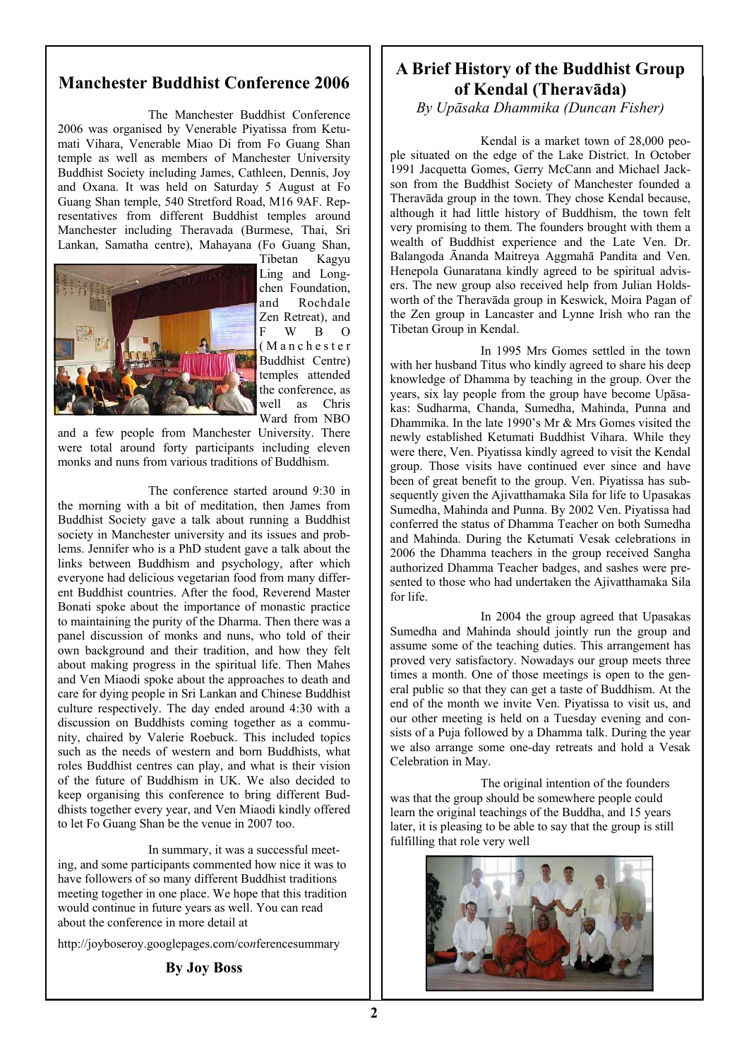## Manchester Buddhist Conference 2006

The Manchester Buddhist Conference 2006 was organised by Venerable Piyatissa from Ketumati Vihara, Venerable Miao Di from Fo Guang Shan temple as well as members of Manchester University Buddhist Society including James, Cathleen, Dennis, Joy and Oxana. It was held on Saturday 5 August at Fo Guang Shan temple, 540 Stretford Road, M16 9AF. Representatives from different Buddhist temples around Manchester including Theravada (Burmese, Thai, Sri Lankan, Samatha centre), Mahayana (Fo Guang Shan, Tibetan Kagyu Ling and Longchen Foundation, and Rochdale Zen Retreat), and F W B O (Manchester Buddhist Centre) temples attended the conference, as well as Chris Ward from NBO and a few people from Manchester University. There were total around forty participants including eleven monks and nuns from various traditions of Buddhism.

The conference started around 9:30 in the morning with a bit of meditation, then James from Buddhist Society gave a talk about running a Buddhist society in Manchester university and its issues and problems. Jennifer who is a PhD student gave a talk about the links between Buddhism and psychology, after which everyone had delicious vegetarian food from many different Buddhist countries. After the food, Reverend Master Bonati spoke about the importance of monastic practice to maintaining the purity of the Dharma. Then there was a panel discussion of monks and nuns, who told of their own background and their tradition, and how they felt about making progress in the spiritual life. Then Mahes and Ven Miaodi spoke about the approaches to death and care for dying people in Sri Lankan and Chinese Buddhist culture respectively. The day ended around 4:30 with a discussion on Buddhists coming together as a community, chaired by Valerie Roebuck. This included topics such as the needs of western and born Buddhists, what roles Buddhist centres can play, and what is their vision of the future of Buddhism in UK. We also decided to keep organising this conference to bring different Buddhists together every year, and Ven Miaodi kindly offered to let Fo Guang Shan be the venue in 2007 too.

In summary, it was a successful meeting, and some participants commented how nice it was to have followers of so many different Buddhist traditions meeting together in one place. We hope that this tradition would continue in future years as well. You can read about the conference in more detail at

http://joyboseroy.googlepages.com/conferencesummary

**By Joy Boss**

## A Brief History of the Buddhist Group of Kendal (Theravāda)

*By Upāsaka Dhammika (Duncan Fisher)*

Kendal is a market town of 28,000 people situated on the edge of the Lake District. In October 1991 Jacquetta Gomes, Gerry McCann and Michael Jackson from the Buddhist Society of Manchester founded a Theravāda group in the town. They chose Kendal because, although it had little history of Buddhism, the town felt very promising to them. The founders brought with them a wealth of Buddhist experience and the Late Ven. Dr. Balangoda Ānanda Maitreya Aggmahā Pandita and Ven. Henepola Gunaratana kindly agreed to be spiritual advisers. The new group also received help from Julian Holdsworth of the Theravāda group in Keswick, Moira Pagan of the Zen group in Lancaster and Lynne Irish who ran the Tibetan Group in Kendal.

In 1995 Mrs Gomes settled in the town with her husband Titus who kindly agreed to share his deep knowledge of Dhamma by teaching in the group. Over the years, six lay people from the group have become Upāsakas: Sudharma, Chanda, Sumedha, Mahinda, Punna and Dhammika. In the late 1990's Mr & Mrs Gomes visited the newly established Ketumati Buddhist Vihara. While they were there, Ven. Piyatissa kindly agreed to visit the Kendal group. Those visits have continued ever since and have been of great benefit to the group. Ven. Piyatissa has subsequently given the Ajivatthamaka Sila for life to Upasakas Sumedha, Mahinda and Punna. By 2002 Ven. Piyatissa had conferred the status of Dhamma Teacher on both Sumedha and Mahinda. During the Ketumati Vesak celebrations in 2006 the Dhamma teachers in the group received Sangha authorized Dhamma Teacher badges, and sashes were presented to those who had undertaken the Ajivatthamaka Sila for life.

In 2004 the group agreed that Upasakas Sumedha and Mahinda should jointly run the group and assume some of the teaching duties. This arrangement has proved very satisfactory. Nowadays our group meets three times a month. One of those meetings is open to the general public so that they can get a taste of Buddhism. At the end of the month we invite Ven. Piyatissa to visit us, and our other meeting is held on a Tuesday evening and consists of a Puja followed by a Dhamma talk. During the year we also arrange some one-day retreats and hold a Vesak Celebration in May.

The original intention of the founders was that the group should be somewhere people could learn the original teachings of the Buddha, and 15 years later, it is pleasing to be able to say that the group is still fulfilling that role very well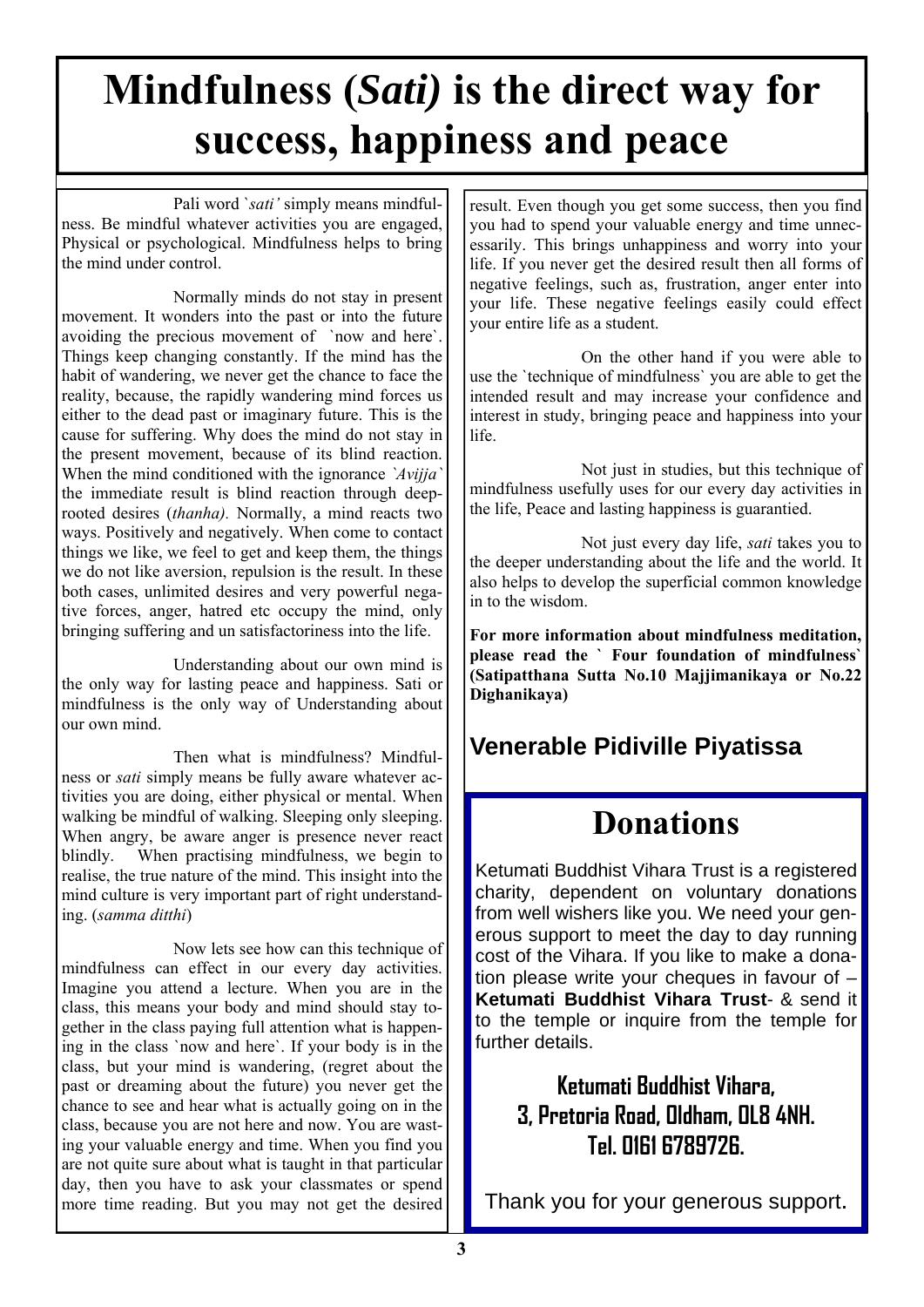# Mindfulness (*Sati)* is the direct way for success, happiness and peace

Pali word `*sati'* simply means mindfulness. Be mindful whatever activities you are engaged, Physical or psychological. Mindfulness helps to bring the mind under control.

Normally minds do not stay in present movement. It wonders into the past or into the future avoiding the precious movement of `now and here`. Things keep changing constantly. If the mind has the habit of wandering, we never get the chance to face the reality, because, the rapidly wandering mind forces us either to the dead past or imaginary future. This is the cause for suffering. Why does the mind do not stay in the present movement, because of its blind reaction. When the mind conditioned with the ignorance *`Avijja`* the immediate result is blind reaction through deep-rooted desires (*thanha).* Normally, a mind reacts two ways. Positively and negatively. When come to contact things we like, we feel to get and keep them, the things we do not like aversion, repulsion is the result. In these both cases, unlimited desires and very powerful negative forces, anger, hatred etc occupy the mind, only bringing suffering and un satisfactoriness into the life.

Understanding about our own mind is the only way for lasting peace and happiness. Sati or mindfulness is the only way of Understanding about our own mind.

Then what is mindfulness? Mindfulness or *sati* simply means be fully aware whatever activities you are doing, either physical or mental. When walking be mindful of walking. Sleeping only sleeping. When angry, be aware anger is presence never react blindly. When practising mindfulness, we begin to realise, the true nature of the mind. This insight into the mind culture is very important part of right understanding. (*samma ditthi*)

Now lets see how can this technique of mindfulness can effect in our every day activities. Imagine you attend a lecture. When you are in the class, this means your body and mind should stay together in the class paying full attention what is happening in the class `now and here`. If your body is in the class, but your mind is wandering, (regret about the past or dreaming about the future) you never get the chance to see and hear what is actually going on in the class, because you are not here and now. You are wasting your valuable energy and time. When you find you are not quite sure about what is taught in that particular day, then you have to ask your classmates or spend more time reading. But you may not get the desired result. Even though you get some success, then you find you had to spend your valuable energy and time unnecessarily. This brings unhappiness and worry into your life. If you never get the desired result then all forms of negative feelings, such as, frustration, anger enter into your life. These negative feelings easily could effect your entire life as a student.

On the other hand if you were able to use the `technique of mindfulness` you are able to get the intended result and may increase your confidence and interest in study, bringing peace and happiness into your life.

Not just in studies, but this technique of mindfulness usefully uses for our every day activities in the life, Peace and lasting happiness is guarantied.

Not just every day life, *sati* takes you to the deeper understanding about the life and the world. It also helps to develop the superficial common knowledge in to the wisdom.

**For more information about mindfulness meditation, please read the ` Four foundation of mindfulness` (Satipatthana Sutta No.10 Majjimanikaya or No.22 Dighanikaya)**

## Venerable Pidiville Piyatissa

# Donations

Ketumati Buddhist Vihara Trust is a registered charity, dependent on voluntary donations from well wishers like you. We need your generous support to meet the day to day running cost of the Vihara. If you like to make a donation please write your cheques in favour of – **Ketumati Buddhist Vihara Trust**- & send it to the temple or inquire from the temple for further details.

**Ketumati Buddhist Vihara,**
**3, Pretoria Road, Oldham, OL8 4NH.**
**Tel. 0161 6789726.**

Thank you for your generous support.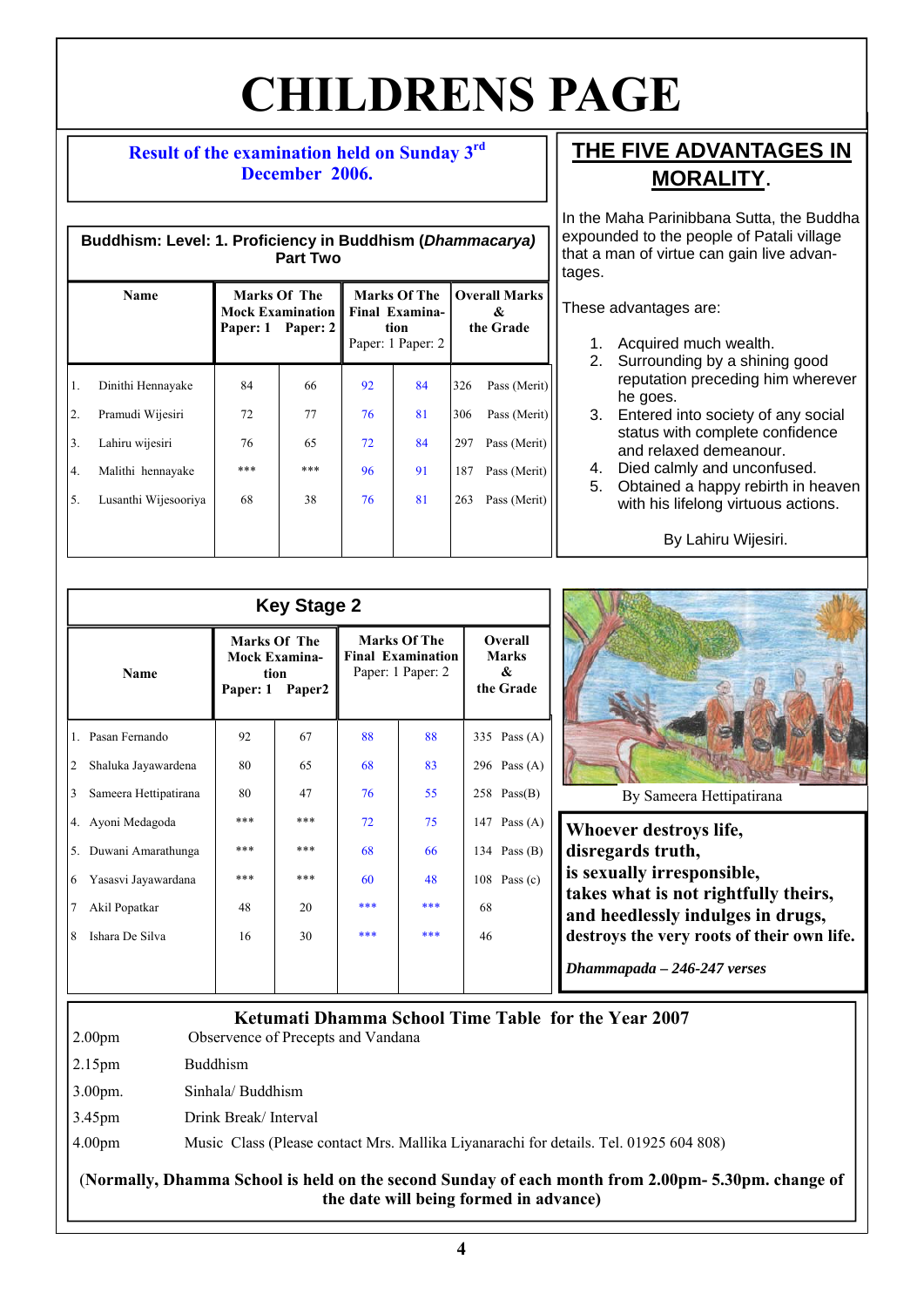# CHILDRENS PAGE

**Result of the examination held on Sunday 3rd December 2006.**

**Buddhism: Level: 1. Proficiency in Buddhism (*Dhammacarya*) Part Two**

| Name | Marks Of The Mock Examination | | Marks Of The Final Examination | | Overall Marks & the Grade | |
|---|---|---|---|---|---|---|
| | Paper: 1 | Paper: 2 | Paper: 1 | Paper: 2 | | |
| 1. Dinithi Hennayake | 84 | 66 | 92 | 84 | 326 | Pass (Merit) |
| 2. Pramudi Wijesiri | 72 | 77 | 76 | 81 | 306 | Pass (Merit) |
| 3. Lahiru wijesiri | 76 | 65 | 72 | 84 | 297 | Pass (Merit) |
| 4. Malithi hennayake | *** | *** | 96 | 91 | 187 | Pass (Merit) |
| 5. Lusanthi Wijesooriya | 68 | 38 | 76 | 81 | 263 | Pass (Merit) |

## THE FIVE ADVANTAGES IN MORALITY.

In the Maha Parinibbana Sutta, the Buddha expounded to the people of Patali village that a man of virtue can gain live advantages.

These advantages are:

1. Acquired much wealth.
2. Surrounding by a shining good reputation preceding him wherever he goes.
3. Entered into society of any social status with complete confidence and relaxed demeanour.
4. Died calmly and unconfused.
5. Obtained a happy rebirth in heaven with his lifelong virtuous actions.

By Lahiru Wijesiri.

**Key Stage 2**

| Name | Marks Of The Mock Examination | | Marks Of The Final Examination | | Overall Marks & the Grade | |
|---|---|---|---|---|---|---|
| | Paper: 1 | Paper2 | Paper: 1 | Paper: 2 | | |
| 1. Pasan Fernando | 92 | 67 | 88 | 88 | 335 | Pass (A) |
| 2 Shaluka Jayawardena | 80 | 65 | 68 | 83 | 296 | Pass (A) |
| 3 Sameera Hettipatirana | 80 | 47 | 76 | 55 | 258 | Pass(B) |
| 4. Ayoni Medagoda | *** | *** | 72 | 75 | 147 | Pass (A) |
| 5. Duwani Amarathunga | *** | *** | 68 | 66 | 134 | Pass (B) |
| 6 Yasasvi Jayawardana | *** | *** | 60 | 48 | 108 | Pass (c) |
| 7 Akil Popatkar | 48 | 20 | *** | *** | 68 | |
| 8 Ishara De Silva | 16 | 30 | *** | *** | 46 | |

By Sameera Hettipatirana

**Whoever destroys life,**
**disregards truth,**
**is sexually irresponsible,**
**takes what is not rightfully theirs,**
**and heedlessly indulges in drugs,**
**destroys the very roots of their own life.**

***Dhammapada – 246-247 verses***

**Ketumati Dhamma School Time Table for the Year 2007**

| | |
|---|---|
| 2.00pm | Observence of Precepts and Vandana |
| 2.15pm | Buddhism |
| 3.00pm. | Sinhala/ Buddhism |
| 3.45pm | Drink Break/ Interval |
| 4.00pm | Music Class (Please contact Mrs. Mallika Liyanarachi for details. Tel. 01925 604 808) |

(**Normally, Dhamma School is held on the second Sunday of each month from 2.00pm- 5.30pm. change of the date will being formed in advance)**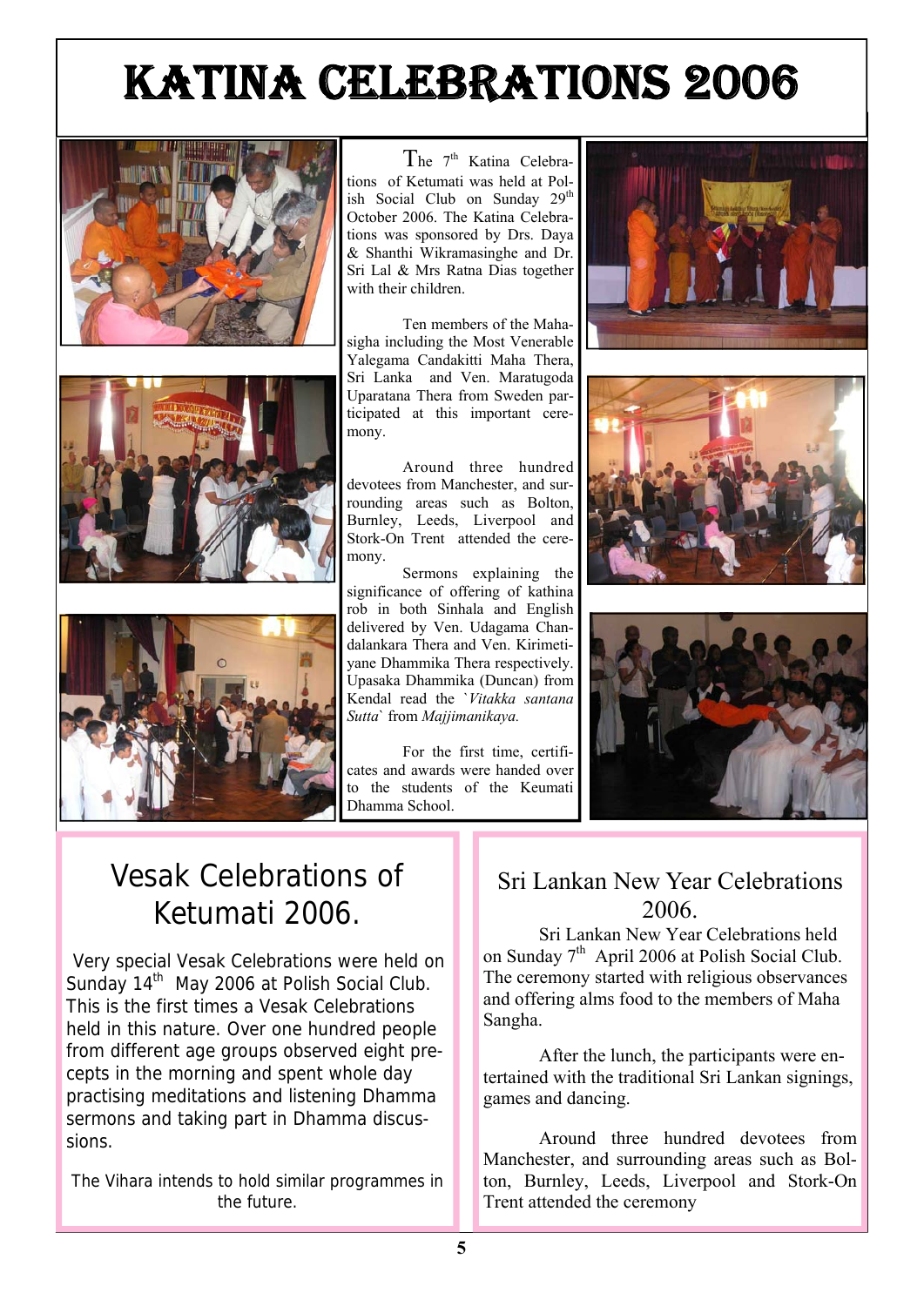# KATINA CELEBRATIONS 2006

The 7th Katina Celebrations of Ketumati was held at Polish Social Club on Sunday 29th October 2006. The Katina Celebrations was sponsored by Drs. Daya & Shanthi Wikramasinghe and Dr. Sri Lal & Mrs Ratna Dias together with their children.

Ten members of the Mahasigha including the Most Venerable Yalegama Candakitti Maha Thera, Sri Lanka and Ven. Maratugoda Uparatana Thera from Sweden participated at this important ceremony.

Around three hundred devotees from Manchester, and surrounding areas such as Bolton, Burnley, Leeds, Liverpool and Stork-On Trent attended the ceremony.

Sermons explaining the significance of offering of kathina rob in both Sinhala and English delivered by Ven. Udagama Chandalankara Thera and Ven. Kirimetiyane Dhammika Thera respectively. Upasaka Dhammika (Duncan) from Kendal read the `*Vitakka santana Sutta*` from *Majjimanikaya.*

For the first time, certificates and awards were handed over to the students of the Keumati Dhamma School.

## Vesak Celebrations of Ketumati 2006.

Very special Vesak Celebrations were held on Sunday 14th May 2006 at Polish Social Club. This is the first times a Vesak Celebrations held in this nature. Over one hundred people from different age groups observed eight precepts in the morning and spent whole day practising meditations and listening Dhamma sermons and taking part in Dhamma discussions.

The Vihara intends to hold similar programmes in the future.

## Sri Lankan New Year Celebrations 2006.

Sri Lankan New Year Celebrations held on Sunday 7th April 2006 at Polish Social Club. The ceremony started with religious observances and offering alms food to the members of Maha Sangha.

After the lunch, the participants were entertained with the traditional Sri Lankan signings, games and dancing.

Around three hundred devotees from Manchester, and surrounding areas such as Bolton, Burnley, Leeds, Liverpool and Stork-On Trent attended the ceremony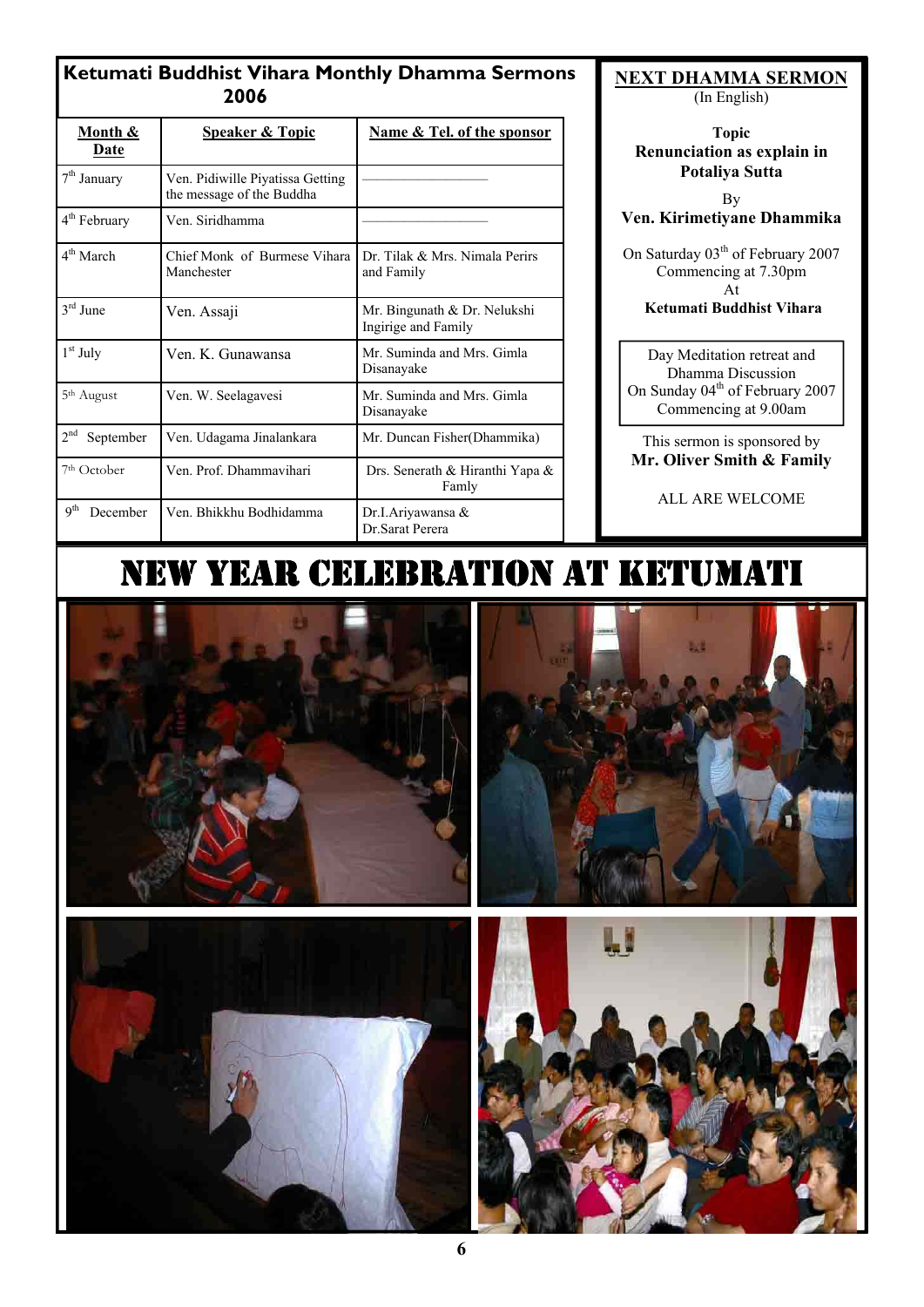## Ketumati Buddhist Vihara Monthly Dhamma Sermons 2006

| Month & Date | Speaker & Topic | Name & Tel. of the sponsor |
|---|---|---|
| 7th January | Ven. Pidiwille Piyatissa Getting the message of the Buddha | —————————— |
| 4th February | Ven. Siridhamma | —————————— |
| 4th March | Chief Monk of Burmese Vihara Manchester | Dr. Tilak & Mrs. Nimala Perirs and Family |
| 3rd June | Ven. Assaji | Mr. Bingunath & Dr. Nelukshi Ingirige and Family |
| 1st July | Ven. K. Gunawansa | Mr. Suminda and Mrs. Gimla Disanayake |
| 5th August | Ven. W. Seelagavesi | Mr. Suminda and Mrs. Gimla Disanayake |
| 2nd September | Ven. Udagama Jinalankara | Mr. Duncan Fisher(Dhammika) |
| 7th October | Ven. Prof. Dhammavihari | Drs. Senerath & Hiranthi Yapa & Famly |
| 9th December | Ven. Bhikkhu Bodhidamma | Dr.I.Ariyawansa & Dr.Sarat Perera |

## NEXT DHAMMA SERMON

(In English)

**Topic**
**Renunciation as explain in Potaliya Sutta**

By
**Ven. Kirimetiyane Dhammika**

On Saturday 03th of February 2007
Commencing at 7.30pm
At
**Ketumati Buddhist Vihara**

Day Meditation retreat and Dhamma Discussion
On Sunday 04th of February 2007
Commencing at 9.00am

This sermon is sponsored by
**Mr. Oliver Smith & Family**

ALL ARE WELCOME

# NEW YEAR CELEBRATION AT KETUMATI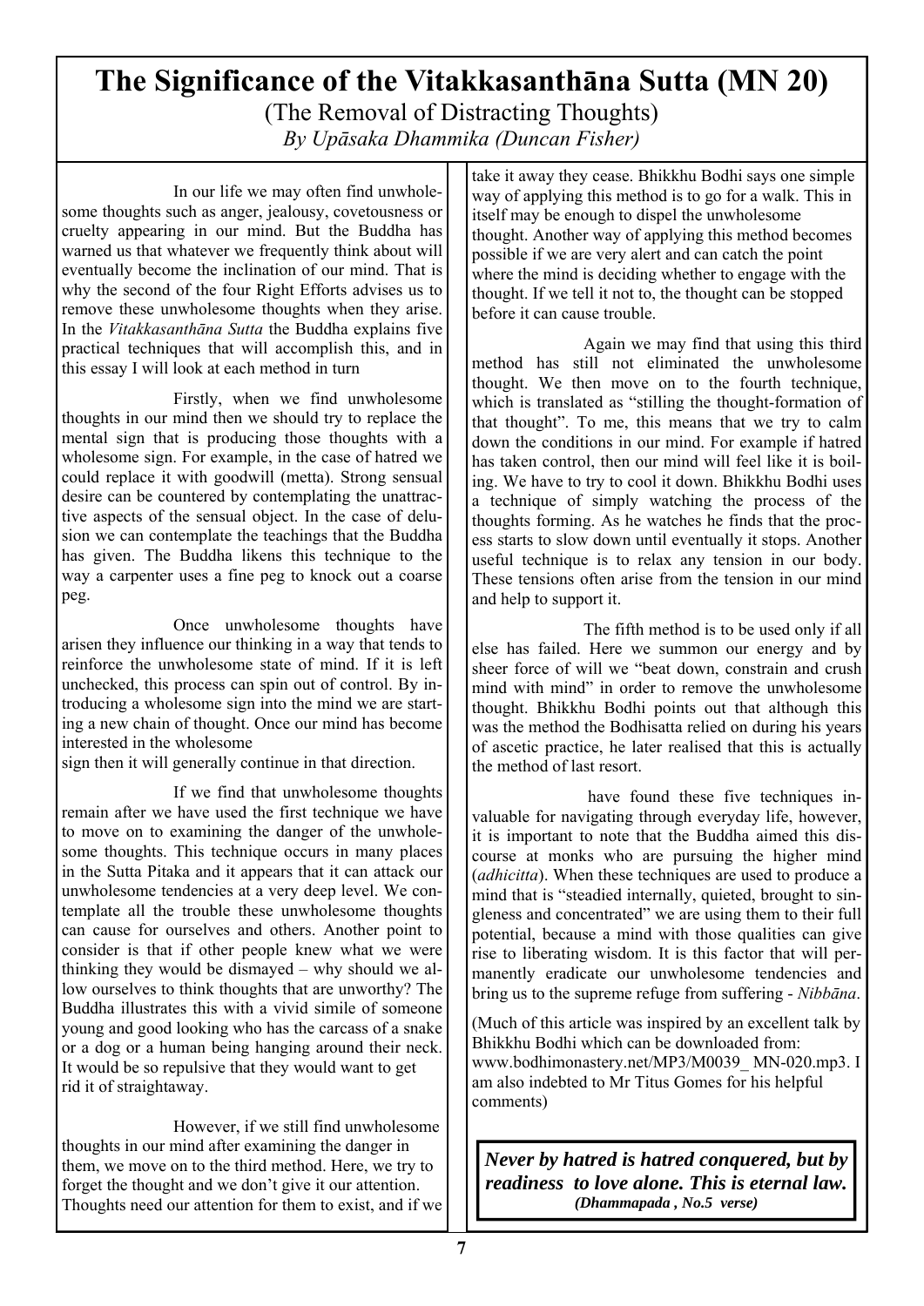# The Significance of the Vitakkasanthāna Sutta (MN 20)

(The Removal of Distracting Thoughts)

*By Upāsaka Dhammika (Duncan Fisher)*

In our life we may often find unwholesome thoughts such as anger, jealousy, covetousness or cruelty appearing in our mind. But the Buddha has warned us that whatever we frequently think about will eventually become the inclination of our mind. That is why the second of the four Right Efforts advises us to remove these unwholesome thoughts when they arise. In the *Vitakkasanthāna Sutta* the Buddha explains five practical techniques that will accomplish this, and in this essay I will look at each method in turn

Firstly, when we find unwholesome thoughts in our mind then we should try to replace the mental sign that is producing those thoughts with a wholesome sign. For example, in the case of hatred we could replace it with goodwill (metta). Strong sensual desire can be countered by contemplating the unattractive aspects of the sensual object. In the case of delusion we can contemplate the teachings that the Buddha has given. The Buddha likens this technique to the way a carpenter uses a fine peg to knock out a coarse peg.

Once unwholesome thoughts have arisen they influence our thinking in a way that tends to reinforce the unwholesome state of mind. If it is left unchecked, this process can spin out of control. By introducing a wholesome sign into the mind we are starting a new chain of thought. Once our mind has become interested in the wholesome sign then it will generally continue in that direction.

If we find that unwholesome thoughts remain after we have used the first technique we have to move on to examining the danger of the unwholesome thoughts. This technique occurs in many places in the Sutta Pitaka and it appears that it can attack our unwholesome tendencies at a very deep level. We contemplate all the trouble these unwholesome thoughts can cause for ourselves and others. Another point to consider is that if other people knew what we were thinking they would be dismayed – why should we allow ourselves to think thoughts that are unworthy? The Buddha illustrates this with a vivid simile of someone young and good looking who has the carcass of a snake or a dog or a human being hanging around their neck. It would be so repulsive that they would want to get rid it of straightaway.

However, if we still find unwholesome thoughts in our mind after examining the danger in them, we move on to the third method. Here, we try to forget the thought and we don't give it our attention. Thoughts need our attention for them to exist, and if we take it away they cease. Bhikkhu Bodhi says one simple way of applying this method is to go for a walk. This in itself may be enough to dispel the unwholesome thought. Another way of applying this method becomes possible if we are very alert and can catch the point where the mind is deciding whether to engage with the thought. If we tell it not to, the thought can be stopped before it can cause trouble.

Again we may find that using this third method has still not eliminated the unwholesome thought. We then move on to the fourth technique, which is translated as "stilling the thought-formation of that thought". To me, this means that we try to calm down the conditions in our mind. For example if hatred has taken control, then our mind will feel like it is boiling. We have to try to cool it down. Bhikkhu Bodhi uses a technique of simply watching the process of the thoughts forming. As he watches he finds that the process starts to slow down until eventually it stops. Another useful technique is to relax any tension in our body. These tensions often arise from the tension in our mind and help to support it.

The fifth method is to be used only if all else has failed. Here we summon our energy and by sheer force of will we "beat down, constrain and crush mind with mind" in order to remove the unwholesome thought. Bhikkhu Bodhi points out that although this was the method the Bodhisatta relied on during his years of ascetic practice, he later realised that this is actually the method of last resort.

have found these five techniques invaluable for navigating through everyday life, however, it is important to note that the Buddha aimed this discourse at monks who are pursuing the higher mind (*adhicitta*). When these techniques are used to produce a mind that is "steadied internally, quieted, brought to singleness and concentrated" we are using them to their full potential, because a mind with those qualities can give rise to liberating wisdom. It is this factor that will permanently eradicate our unwholesome tendencies and bring us to the supreme refuge from suffering - *Nibbāna*.

(Much of this article was inspired by an excellent talk by Bhikkhu Bodhi which can be downloaded from: www.bodhimonastery.net/MP3/M0039_ MN-020.mp3. I am also indebted to Mr Titus Gomes for his helpful comments)

***Never by hatred is hatred conquered, but by readiness to love alone. This is eternal law.***
***(Dhammapada , No.5 verse)***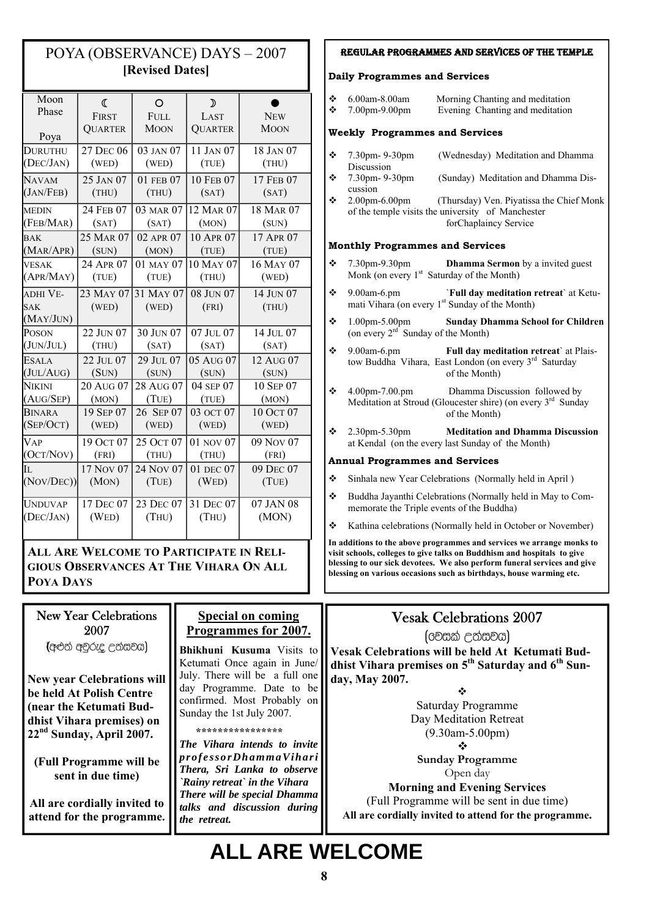# POYA (OBSERVANCE) DAYS – 2007
**[Revised Dates]**

| Moon Phase / Poya | ☾ FIRST QUARTER | ○ FULL MOON | ☽ LAST QUARTER | ● NEW MOON |
|---|---|---|---|---|
| DURUTHU (DEC/JAN) | 27 DEC 06 (WED) | 03 JAN 07 (WED) | 11 JAN 07 (TUE) | 18 JAN 07 (THU) |
| NAVAM (JAN/FEB) | 25 JAN 07 (THU) | 01 FEB 07 (THU) | 10 FEB 07 (SAT) | 17 FEB 07 (SAT) |
| MEDIN (FEB/MAR) | 24 FEB 07 (SAT) | 03 MAR 07 (SAT) | 12 MAR 07 (MON) | 18 MAR 07 (SUN) |
| BAK (MAR/APR) | 25 MAR 07 (SUN) | 02 APR 07 (MON) | 10 APR 07 (TUE) | 17 APR 07 (TUE) |
| VESAK (APR/MAY) | 24 APR 07 (TUE) | 01 MAY 07 (TUE) | 10 MAY 07 (THU) | 16 MAY 07 (WED) |
| ADHI VESAK (MAY/JUN) | 23 MAY 07 (WED) | 31 MAY 07 (WED) | 08 JUN 07 (FRI) | 14 JUN 07 (THU) |
| POSON (JUN/JUL) | 22 JUN 07 (THU) | 30 JUN 07 (SAT) | 07 JUL 07 (SAT) | 14 JUL 07 (SAT) |
| ESALA (JUL/AUG) | 22 JUL 07 (SUN) | 29 JUL 07 (SUN) | 05 AUG 07 (SUN) | 12 AUG 07 (SUN) |
| NIKINI (AUG/SEP) | 20 AUG 07 (MON) | 28 AUG 07 (TUE) | 04 SEP 07 (TUE) | 10 SEP 07 (MON) |
| BINARA (SEP/OCT) | 19 SEP 07 (WED) | 26 SEP 07 (WED) | 03 OCT 07 (WED) | 10 OCT 07 (WED) |
| VAP (OCT/NOV) | 19 OCT 07 (FRI) | 25 OCT 07 (THU) | 01 NOV 07 (THU) | 09 NOV 07 (FRI) |
| IL (NOV/DEC) | 17 NOV 07 (MON) | 24 NOV 07 (TUE) | 01 DEC 07 (WED) | 09 DEC 07 (TUE) |
| UNDUVAP (DEC/JAN) | 17 DEC 07 (WED) | 23 DEC 07 (THU) | 31 DEC 07 (THU) | 07 JAN 08 (MON) |

**ALL ARE WELCOME TO PARTICIPATE IN RELIGIOUS OBSERVANCES AT THE VIHARA ON ALL POYA DAYS**

## REGULAR PROGRAMMES AND SERVICES OF THE TEMPLE

### Daily Programmes and Services

- 6.00am-8.00am Morning Chanting and meditation
- 7.00pm-9.00pm Evening Chanting and meditation

### Weekly Programmes and Services

- 7.30pm- 9-30pm (Wednesday) Meditation and Dhamma Discussion
- 7.30pm- 9-30pm (Sunday) Meditation and Dhamma Discussion
- 2.00pm-6.00pm (Thursday) Ven. Piyatissa the Chief Monk of the temple visits the university of Manchester forChaplaincy Service

### Monthly Programmes and Services

- 7.30pm-9.30pm **Dhamma Sermon** by a invited guest Monk (on every 1st Saturday of the Month)
- 9.00am-6.pm `**Full day meditation retreat**` at Ketumati Vihara (on every 1st Sunday of the Month)
- 1.00pm-5.00pm **Sunday Dhamma School for Children** (on every 2rd Sunday of the Month)
- 9.00am-6.pm **Full day meditation retreat**` at Plaistow Buddha Vihara, East London (on every 3rd Saturday of the Month)
- 4.00pm-7.00.pm Dhamma Discussion followed by Meditation at Stroud (Gloucester shire) (on every 3rd Sunday of the Month)
- 2.30pm-5.30pm **Meditation and Dhamma Discussion** at Kendal (on the every last Sunday of the Month)

### Annual Programmes and Services

- Sinhala new Year Celebrations (Normally held in April )
- Buddha Jayanthi Celebrations (Normally held in May to Commemorate the Triple events of the Buddha)
- Kathina celebrations (Normally held in October or November)

**In additions to the above programmes and services we arrange monks to visit schools, colleges to give talks on Buddhism and hospitals to give blessing to our sick devotees. We also perform funeral services and give blessing on various occasions such as birthdays, house warming etc.**

## New Year Celebrations 2007

(අළුත් අවුරුදු උත්සවය)

**New year Celebrations will be held At Polish Centre (near the Ketumati Buddhist Vihara premises) on 22nd Sunday, April 2007.**

**(Full Programme will be sent in due time)**

**All are cordially invited to attend for the programme.**

## Special on coming Programmes for 2007.

**Bhikkhuni Kusuma** Visits to Ketumati Once again in June/ July. There will be a full one day Programme. Date to be confirmed. Most Probably on Sunday the 1st July 2007.

\*\*\*\*\*\*\*\*\*\*\*\*\*\*\*\*

***The Vihara intends to invite professorDhammaVihari Thera, Sri Lanka to observe `Rainy retreat` in the Vihara There will be special Dhamma talks and discussion during the retreat.***

## Vesak Celebrations 2007

(වෙසක් උත්සවය)

**Vesak Celebrations will be held At Ketumati Buddhist Vihara premises on 5th Saturday and 6th Sunday, May 2007.**

Saturday Programme
Day Meditation Retreat
(9.30am-5.00pm)

**Sunday Programme**
Open day
**Morning and Evening Services**
(Full Programme will be sent in due time)
**All are cordially invited to attend for the programme.**

# ALL ARE WELCOME